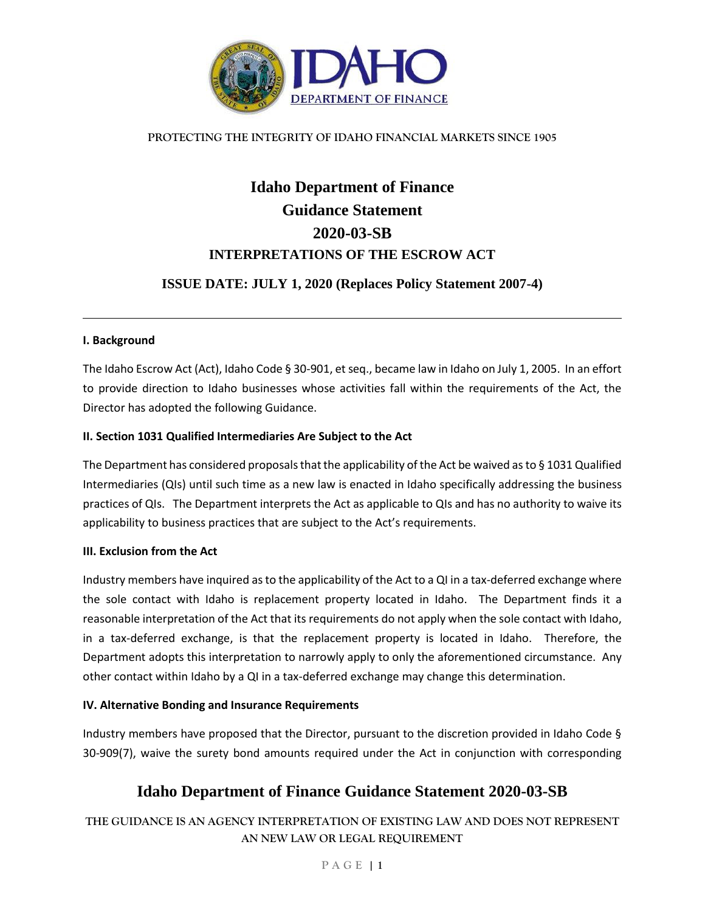PROTECTING THE INTEGRITY OF IDAHO FINANCIAL MARKETS SINCE 1905

# Idaho Department of Finance
# Guidance Statement
# 2020-03-SB
## INTERPRETATIONS OF THE ESCROW ACT

### ISSUE DATE: JULY 1, 2020 (Replaces Policy Statement 2007-4)

---

**I. Background**

The Idaho Escrow Act (Act), Idaho Code § 30-901, et seq., became law in Idaho on July 1, 2005. In an effort to provide direction to Idaho businesses whose activities fall within the requirements of the Act, the Director has adopted the following Guidance.

**II. Section 1031 Qualified Intermediaries Are Subject to the Act**

The Department has considered proposals that the applicability of the Act be waived as to § 1031 Qualified Intermediaries (QIs) until such time as a new law is enacted in Idaho specifically addressing the business practices of QIs. The Department interprets the Act as applicable to QIs and has no authority to waive its applicability to business practices that are subject to the Act's requirements.

**III. Exclusion from the Act**

Industry members have inquired as to the applicability of the Act to a QI in a tax-deferred exchange where the sole contact with Idaho is replacement property located in Idaho. The Department finds it a reasonable interpretation of the Act that its requirements do not apply when the sole contact with Idaho, in a tax-deferred exchange, is that the replacement property is located in Idaho. Therefore, the Department adopts this interpretation to narrowly apply to only the aforementioned circumstance. Any other contact within Idaho by a QI in a tax-deferred exchange may change this determination.

**IV. Alternative Bonding and Insurance Requirements**

Industry members have proposed that the Director, pursuant to the discretion provided in Idaho Code § 30-909(7), waive the surety bond amounts required under the Act in conjunction with corresponding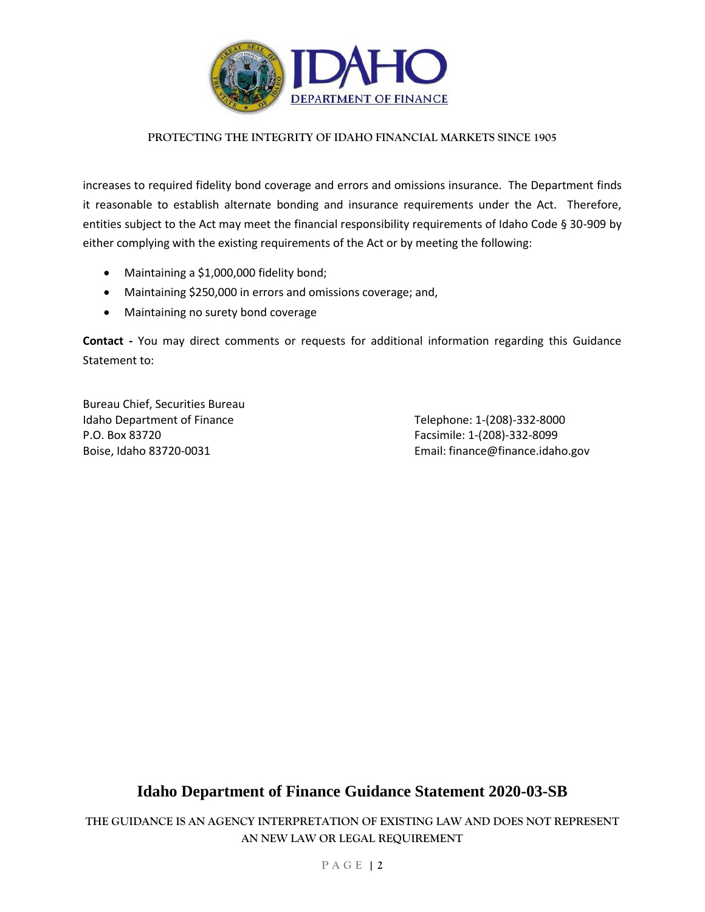increases to required fidelity bond coverage and errors and omissions insurance. The Department finds it reasonable to establish alternate bonding and insurance requirements under the Act. Therefore, entities subject to the Act may meet the financial responsibility requirements of Idaho Code § 30-909 by either complying with the existing requirements of the Act or by meeting the following:

- Maintaining a $1,000,000 fidelity bond;
- Maintaining $250,000 in errors and omissions coverage; and,
- Maintaining no surety bond coverage

**Contact -** You may direct comments or requests for additional information regarding this Guidance Statement to:

Bureau Chief, Securities Bureau
Idaho Department of Finance
P.O. Box 83720
Boise, Idaho 83720-0031

Telephone: 1-(208)-332-8000
Facsimile: 1-(208)-332-8099
Email: finance@finance.idaho.gov